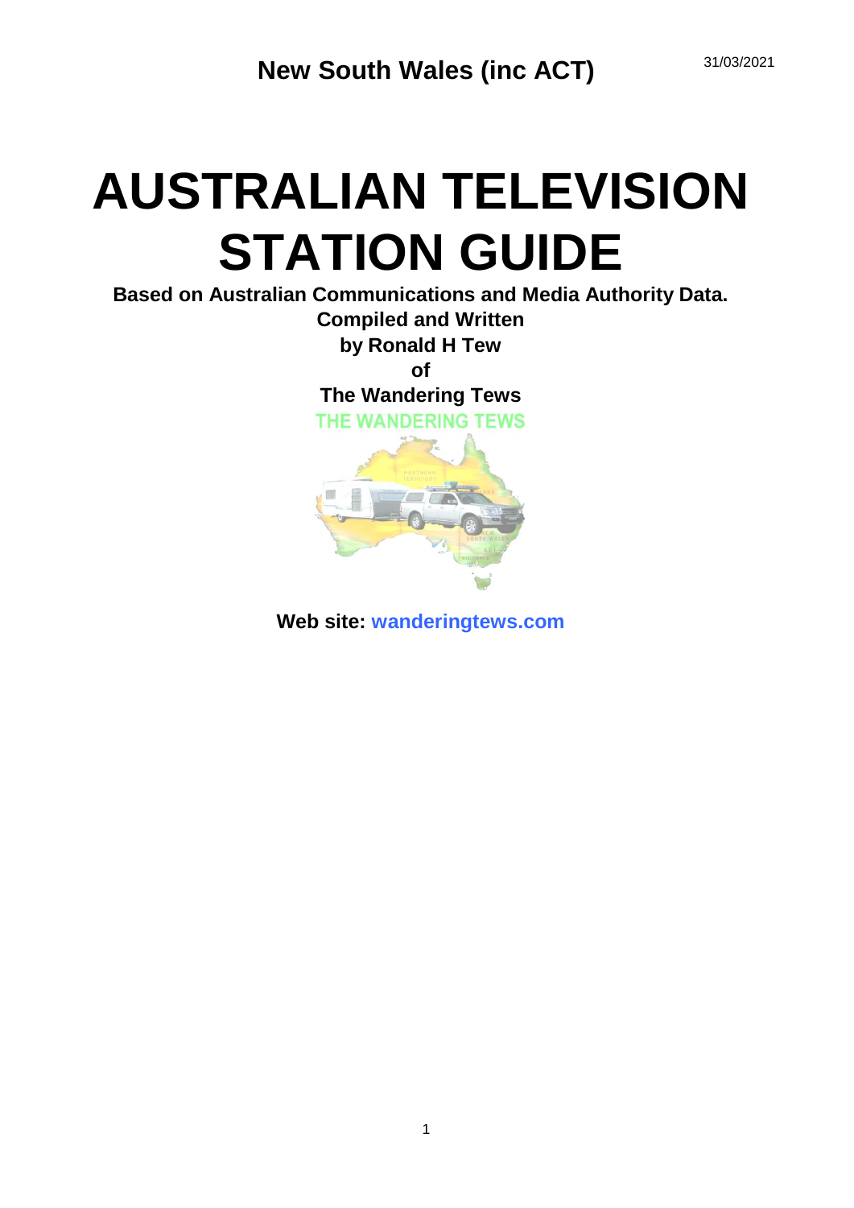31/03/2021

## New South Wales (inc ACT)

# AUSTRALIAN TELEVISION STATION GUIDE

**Based on Australian Communications and Media Authority Data.**

**Compiled and Written**

**by Ronald H Tew**

**of**

**The Wandering Tews**

THE WANDERING TEWS

**Web site: wanderingtews.com**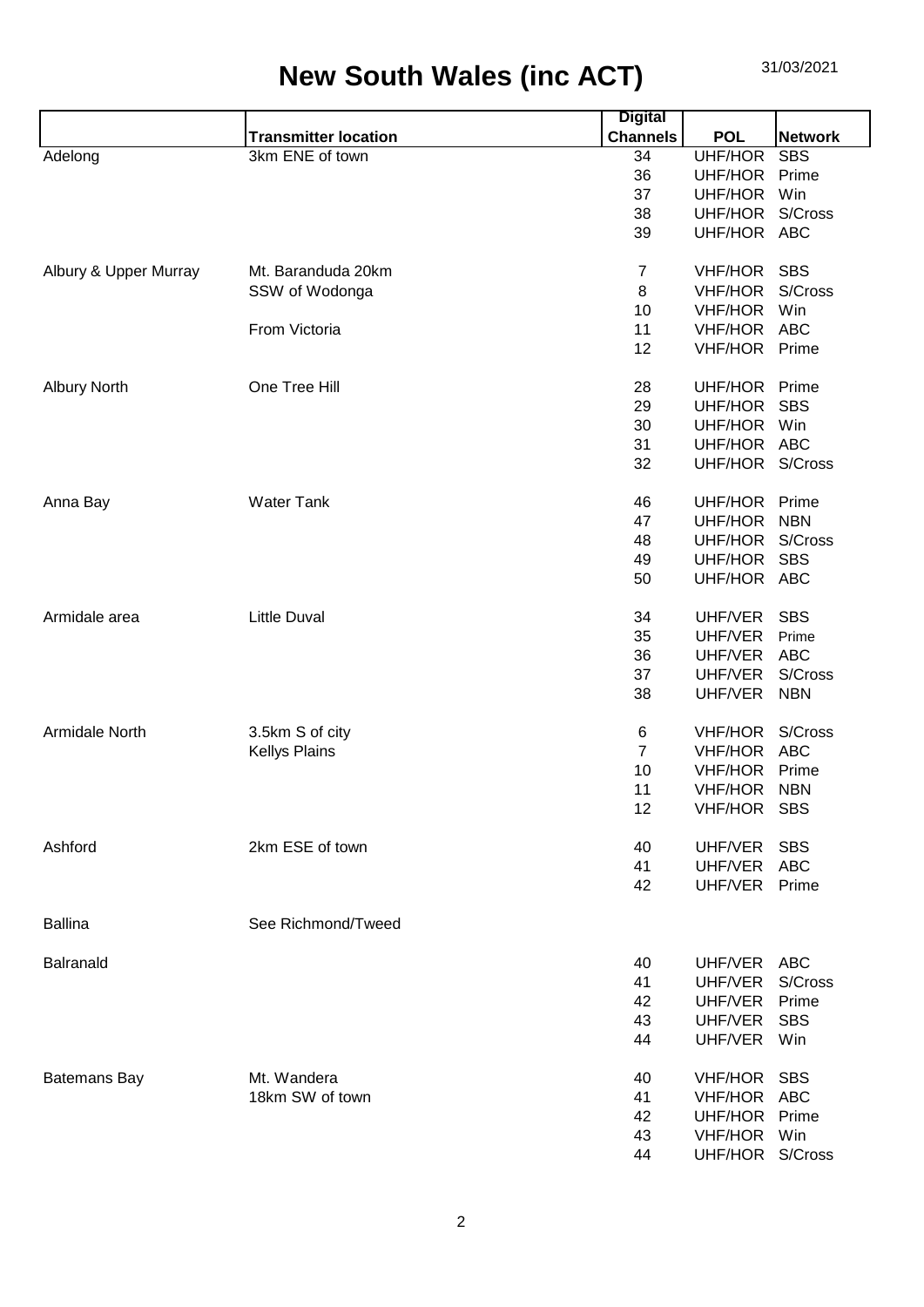# New South Wales (inc ACT)

31/03/2021

| | Transmitter location | Digital Channels | POL | Network |
|---|---|---|---|---|
| Adelong | 3km ENE of town | 34 | UHF/HOR | SBS |
| | | 36 | UHF/HOR | Prime |
| | | 37 | UHF/HOR | Win |
| | | 38 | UHF/HOR | S/Cross |
| | | 39 | UHF/HOR | ABC |
| Albury & Upper Murray | Mt. Baranduda 20km | 7 | VHF/HOR | SBS |
| | SSW of Wodonga | 8 | VHF/HOR | S/Cross |
| | | 10 | VHF/HOR | Win |
| | From Victoria | 11 | VHF/HOR | ABC |
| | | 12 | VHF/HOR | Prime |
| Albury North | One Tree Hill | 28 | UHF/HOR | Prime |
| | | 29 | UHF/HOR | SBS |
| | | 30 | UHF/HOR | Win |
| | | 31 | UHF/HOR | ABC |
| | | 32 | UHF/HOR | S/Cross |
| Anna Bay | Water Tank | 46 | UHF/HOR | Prime |
| | | 47 | UHF/HOR | NBN |
| | | 48 | UHF/HOR | S/Cross |
| | | 49 | UHF/HOR | SBS |
| | | 50 | UHF/HOR | ABC |
| Armidale area | Little Duval | 34 | UHF/VER | SBS |
| | | 35 | UHF/VER | Prime |
| | | 36 | UHF/VER | ABC |
| | | 37 | UHF/VER | S/Cross |
| | | 38 | UHF/VER | NBN |
| Armidale North | 3.5km S of city | 6 | VHF/HOR | S/Cross |
| | Kellys Plains | 7 | VHF/HOR | ABC |
| | | 10 | VHF/HOR | Prime |
| | | 11 | VHF/HOR | NBN |
| | | 12 | VHF/HOR | SBS |
| Ashford | 2km ESE of town | 40 | UHF/VER | SBS |
| | | 41 | UHF/VER | ABC |
| | | 42 | UHF/VER | Prime |
| Ballina | See Richmond/Tweed | | | |
| Balranald | | 40 | UHF/VER | ABC |
| | | 41 | UHF/VER | S/Cross |
| | | 42 | UHF/VER | Prime |
| | | 43 | UHF/VER | SBS |
| | | 44 | UHF/VER | Win |
| Batemans Bay | Mt. Wandera | 40 | VHF/HOR | SBS |
| | 18km SW of town | 41 | VHF/HOR | ABC |
| | | 42 | UHF/HOR | Prime |
| | | 43 | VHF/HOR | Win |
| | | 44 | UHF/HOR | S/Cross |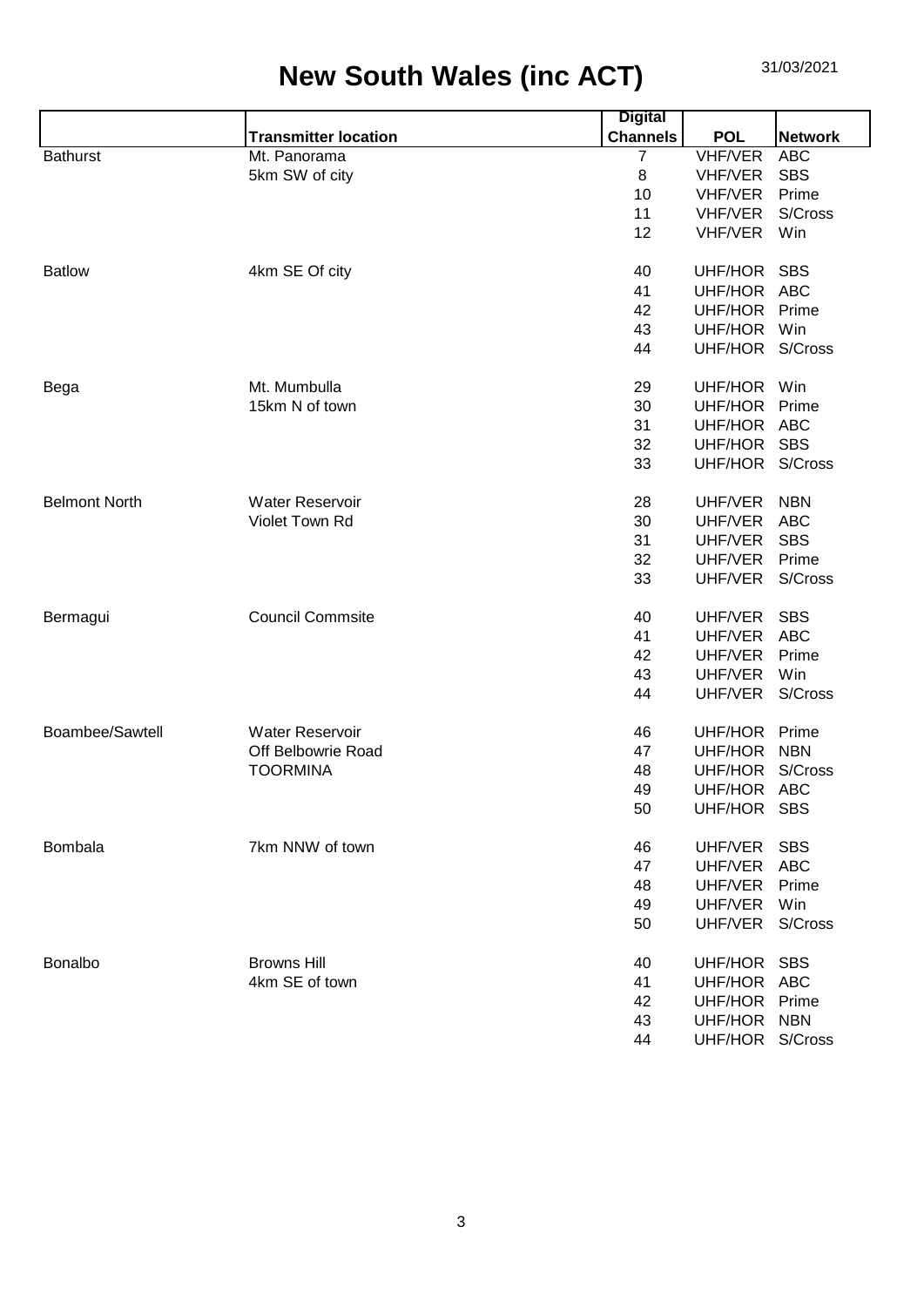# New South Wales (inc ACT)

31/03/2021

| | Transmitter location | Digital Channels | POL | Network |
|---|---|---|---|---|
| Bathurst | Mt. Panorama | 7 | VHF/VER | ABC |
| | 5km SW of city | 8 | VHF/VER | SBS |
| | | 10 | VHF/VER | Prime |
| | | 11 | VHF/VER | S/Cross |
| | | 12 | VHF/VER | Win |
| Batlow | 4km SE Of city | 40 | UHF/HOR | SBS |
| | | 41 | UHF/HOR | ABC |
| | | 42 | UHF/HOR | Prime |
| | | 43 | UHF/HOR | Win |
| | | 44 | UHF/HOR | S/Cross |
| Bega | Mt. Mumbulla | 29 | UHF/HOR | Win |
| | 15km N of town | 30 | UHF/HOR | Prime |
| | | 31 | UHF/HOR | ABC |
| | | 32 | UHF/HOR | SBS |
| | | 33 | UHF/HOR | S/Cross |
| Belmont North | Water Reservoir | 28 | UHF/VER | NBN |
| | Violet Town Rd | 30 | UHF/VER | ABC |
| | | 31 | UHF/VER | SBS |
| | | 32 | UHF/VER | Prime |
| | | 33 | UHF/VER | S/Cross |
| Bermagui | Council Commsite | 40 | UHF/VER | SBS |
| | | 41 | UHF/VER | ABC |
| | | 42 | UHF/VER | Prime |
| | | 43 | UHF/VER | Win |
| | | 44 | UHF/VER | S/Cross |
| Boambee/Sawtell | Water Reservoir | 46 | UHF/HOR | Prime |
| | Off Belbowrie Road | 47 | UHF/HOR | NBN |
| | TOORMINA | 48 | UHF/HOR | S/Cross |
| | | 49 | UHF/HOR | ABC |
| | | 50 | UHF/HOR | SBS |
| Bombala | 7km NNW of town | 46 | UHF/VER | SBS |
| | | 47 | UHF/VER | ABC |
| | | 48 | UHF/VER | Prime |
| | | 49 | UHF/VER | Win |
| | | 50 | UHF/VER | S/Cross |
| Bonalbo | Browns Hill | 40 | UHF/HOR | SBS |
| | 4km SE of town | 41 | UHF/HOR | ABC |
| | | 42 | UHF/HOR | Prime |
| | | 43 | UHF/HOR | NBN |
| | | 44 | UHF/HOR | S/Cross |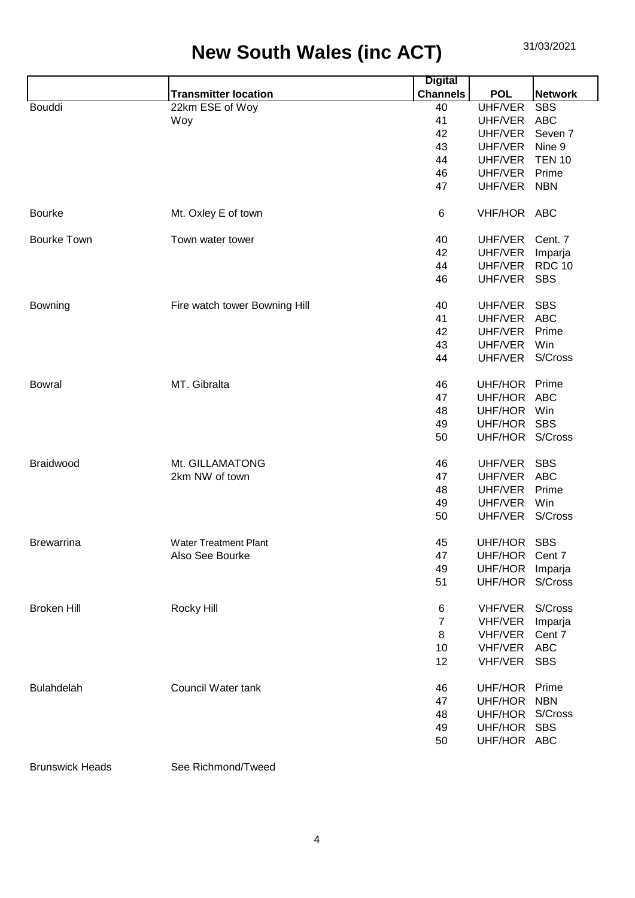# New South Wales (inc ACT)

31/03/2021

| | Transmitter location | Digital Channels | POL | Network |
|---|---|---|---|---|
| Bouddi | 22km ESE of Woy | 40 | UHF/VER | SBS |
| | Woy | 41 | UHF/VER | ABC |
| | | 42 | UHF/VER | Seven 7 |
| | | 43 | UHF/VER | Nine 9 |
| | | 44 | UHF/VER | TEN 10 |
| | | 46 | UHF/VER | Prime |
| | | 47 | UHF/VER | NBN |
| Bourke | Mt. Oxley E of town | 6 | VHF/HOR | ABC |
| Bourke Town | Town water tower | 40 | UHF/VER | Cent. 7 |
| | | 42 | UHF/VER | Imparja |
| | | 44 | UHF/VER | RDC 10 |
| | | 46 | UHF/VER | SBS |
| Bowning | Fire watch tower Bowning Hill | 40 | UHF/VER | SBS |
| | | 41 | UHF/VER | ABC |
| | | 42 | UHF/VER | Prime |
| | | 43 | UHF/VER | Win |
| | | 44 | UHF/VER | S/Cross |
| Bowral | MT. Gibralta | 46 | UHF/HOR | Prime |
| | | 47 | UHF/HOR | ABC |
| | | 48 | UHF/HOR | Win |
| | | 49 | UHF/HOR | SBS |
| | | 50 | UHF/HOR | S/Cross |
| Braidwood | Mt. GILLAMATONG | 46 | UHF/VER | SBS |
| | 2km NW of town | 47 | UHF/VER | ABC |
| | | 48 | UHF/VER | Prime |
| | | 49 | UHF/VER | Win |
| | | 50 | UHF/VER | S/Cross |
| Brewarrina | Water Treatment Plant | 45 | UHF/HOR | SBS |
| | Also See Bourke | 47 | UHF/HOR | Cent 7 |
| | | 49 | UHF/HOR | Imparja |
| | | 51 | UHF/HOR | S/Cross |
| Broken Hill | Rocky Hill | 6 | VHF/VER | S/Cross |
| | | 7 | VHF/VER | Imparja |
| | | 8 | VHF/VER | Cent 7 |
| | | 10 | VHF/VER | ABC |
| | | 12 | VHF/VER | SBS |
| Bulahdelah | Council Water tank | 46 | UHF/HOR | Prime |
| | | 47 | UHF/HOR | NBN |
| | | 48 | UHF/HOR | S/Cross |
| | | 49 | UHF/HOR | SBS |
| | | 50 | UHF/HOR | ABC |
| Brunswick Heads | See Richmond/Tweed | | | |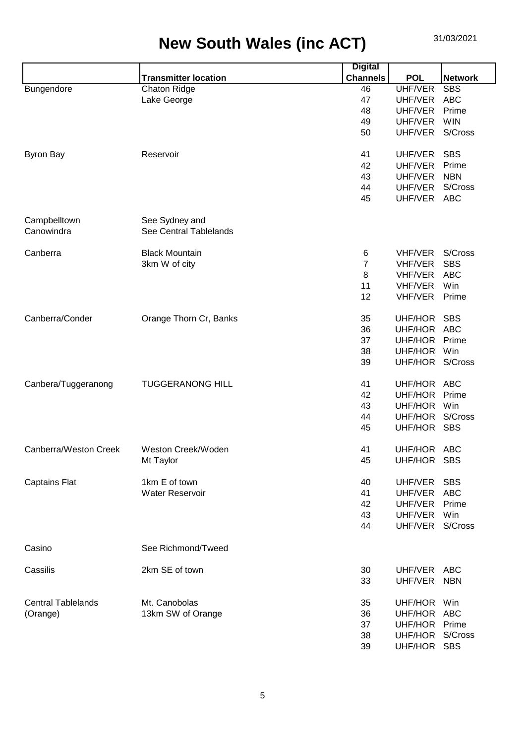# New South Wales (inc ACT)

31/03/2021

| | Transmitter location | Digital Channels | POL | Network |
|---|---|---|---|---|
| Bungendore | Chaton Ridge | 46 | UHF/VER | SBS |
| | Lake George | 47 | UHF/VER | ABC |
| | | 48 | UHF/VER | Prime |
| | | 49 | UHF/VER | WIN |
| | | 50 | UHF/VER | S/Cross |
| Byron Bay | Reservoir | 41 | UHF/VER | SBS |
| | | 42 | UHF/VER | Prime |
| | | 43 | UHF/VER | NBN |
| | | 44 | UHF/VER | S/Cross |
| | | 45 | UHF/VER | ABC |
| Campbelltown | See Sydney and | | | |
| Canowindra | See Central Tablelands | | | |
| Canberra | Black Mountain | 6 | VHF/VER | S/Cross |
| | 3km W of city | 7 | VHF/VER | SBS |
| | | 8 | VHF/VER | ABC |
| | | 11 | VHF/VER | Win |
| | | 12 | VHF/VER | Prime |
| Canberra/Conder | Orange Thorn Cr, Banks | 35 | UHF/HOR | SBS |
| | | 36 | UHF/HOR | ABC |
| | | 37 | UHF/HOR | Prime |
| | | 38 | UHF/HOR | Win |
| | | 39 | UHF/HOR | S/Cross |
| Canbera/Tuggeranong | TUGGERANONG HILL | 41 | UHF/HOR | ABC |
| | | 42 | UHF/HOR | Prime |
| | | 43 | UHF/HOR | Win |
| | | 44 | UHF/HOR | S/Cross |
| | | 45 | UHF/HOR | SBS |
| Canberra/Weston Creek | Weston Creek/Woden | 41 | UHF/HOR | ABC |
| | Mt Taylor | 45 | UHF/HOR | SBS |
| Captains Flat | 1km E of town | 40 | UHF/VER | SBS |
| | Water Reservoir | 41 | UHF/VER | ABC |
| | | 42 | UHF/VER | Prime |
| | | 43 | UHF/VER | Win |
| | | 44 | UHF/VER | S/Cross |
| Casino | See Richmond/Tweed | | | |
| Cassilis | 2km SE of town | 30 | UHF/VER | ABC |
| | | 33 | UHF/VER | NBN |
| Central Tablelands | Mt. Canobolas | 35 | UHF/HOR | Win |
| (Orange) | 13km SW of Orange | 36 | UHF/HOR | ABC |
| | | 37 | UHF/HOR | Prime |
| | | 38 | UHF/HOR | S/Cross |
| | | 39 | UHF/HOR | SBS |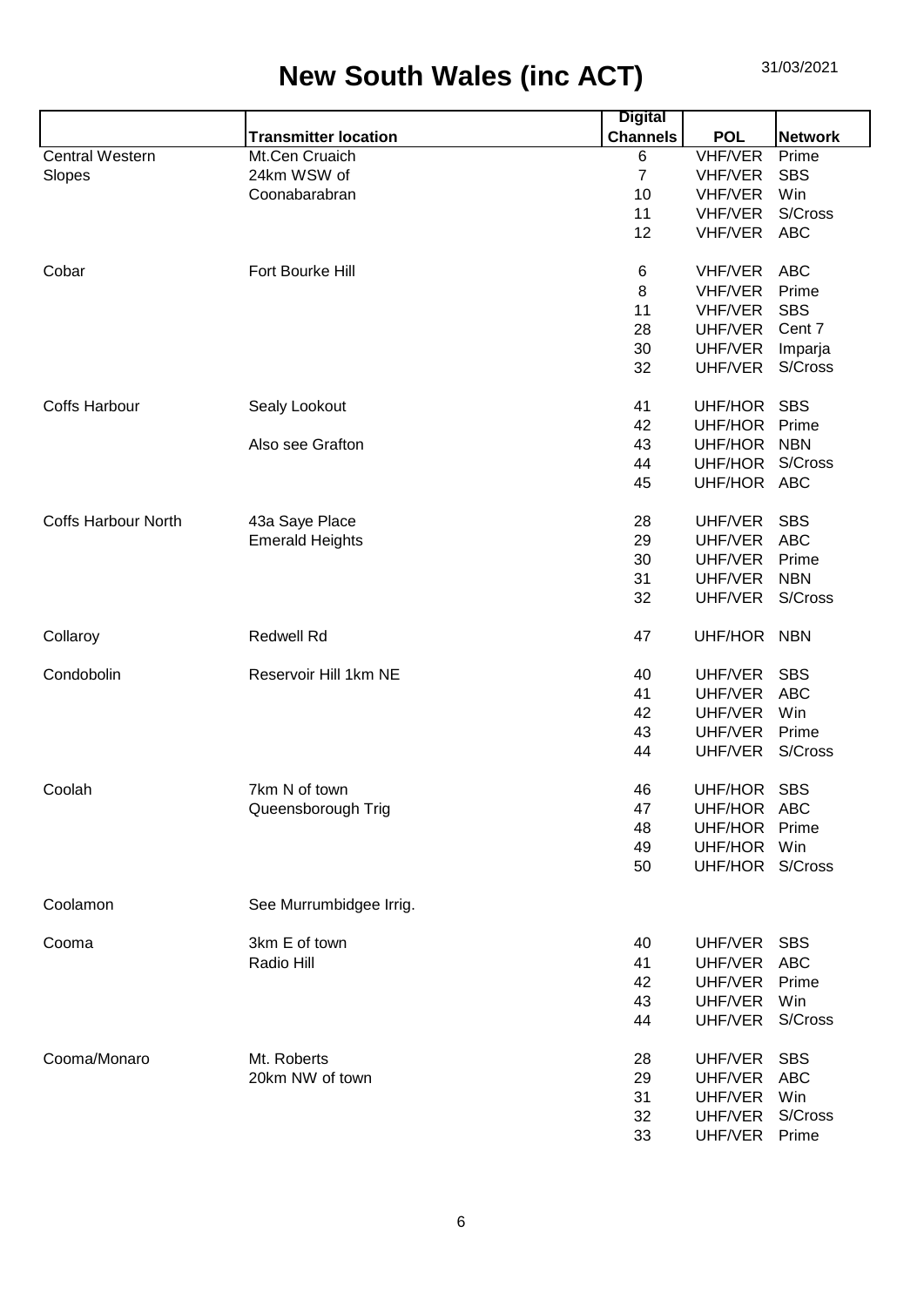# New South Wales (inc ACT)

31/03/2021

| | Transmitter location | Digital Channels | POL | Network |
|---|---|---|---|---|
| Central Western | Mt.Cen Cruaich | 6 | VHF/VER | Prime |
| Slopes | 24km WSW of | 7 | VHF/VER | SBS |
| | Coonabarabran | 10 | VHF/VER | Win |
| | | 11 | VHF/VER | S/Cross |
| | | 12 | VHF/VER | ABC |
| Cobar | Fort Bourke Hill | 6 | VHF/VER | ABC |
| | | 8 | VHF/VER | Prime |
| | | 11 | VHF/VER | SBS |
| | | 28 | UHF/VER | Cent 7 |
| | | 30 | UHF/VER | Imparja |
| | | 32 | UHF/VER | S/Cross |
| Coffs Harbour | Sealy Lookout | 41 | UHF/HOR | SBS |
| | | 42 | UHF/HOR | Prime |
| | Also see Grafton | 43 | UHF/HOR | NBN |
| | | 44 | UHF/HOR | S/Cross |
| | | 45 | UHF/HOR | ABC |
| Coffs Harbour North | 43a Saye Place | 28 | UHF/VER | SBS |
| | Emerald Heights | 29 | UHF/VER | ABC |
| | | 30 | UHF/VER | Prime |
| | | 31 | UHF/VER | NBN |
| | | 32 | UHF/VER | S/Cross |
| Collaroy | Redwell Rd | 47 | UHF/HOR | NBN |
| Condobolin | Reservoir Hill 1km NE | 40 | UHF/VER | SBS |
| | | 41 | UHF/VER | ABC |
| | | 42 | UHF/VER | Win |
| | | 43 | UHF/VER | Prime |
| | | 44 | UHF/VER | S/Cross |
| Coolah | 7km N of town | 46 | UHF/HOR | SBS |
| | Queensborough Trig | 47 | UHF/HOR | ABC |
| | | 48 | UHF/HOR | Prime |
| | | 49 | UHF/HOR | Win |
| | | 50 | UHF/HOR | S/Cross |
| Coolamon | See Murrumbidgee Irrig. | | | |
| Cooma | 3km E of town | 40 | UHF/VER | SBS |
| | Radio Hill | 41 | UHF/VER | ABC |
| | | 42 | UHF/VER | Prime |
| | | 43 | UHF/VER | Win |
| | | 44 | UHF/VER | S/Cross |
| Cooma/Monaro | Mt. Roberts | 28 | UHF/VER | SBS |
| | 20km NW of town | 29 | UHF/VER | ABC |
| | | 31 | UHF/VER | Win |
| | | 32 | UHF/VER | S/Cross |
| | | 33 | UHF/VER | Prime |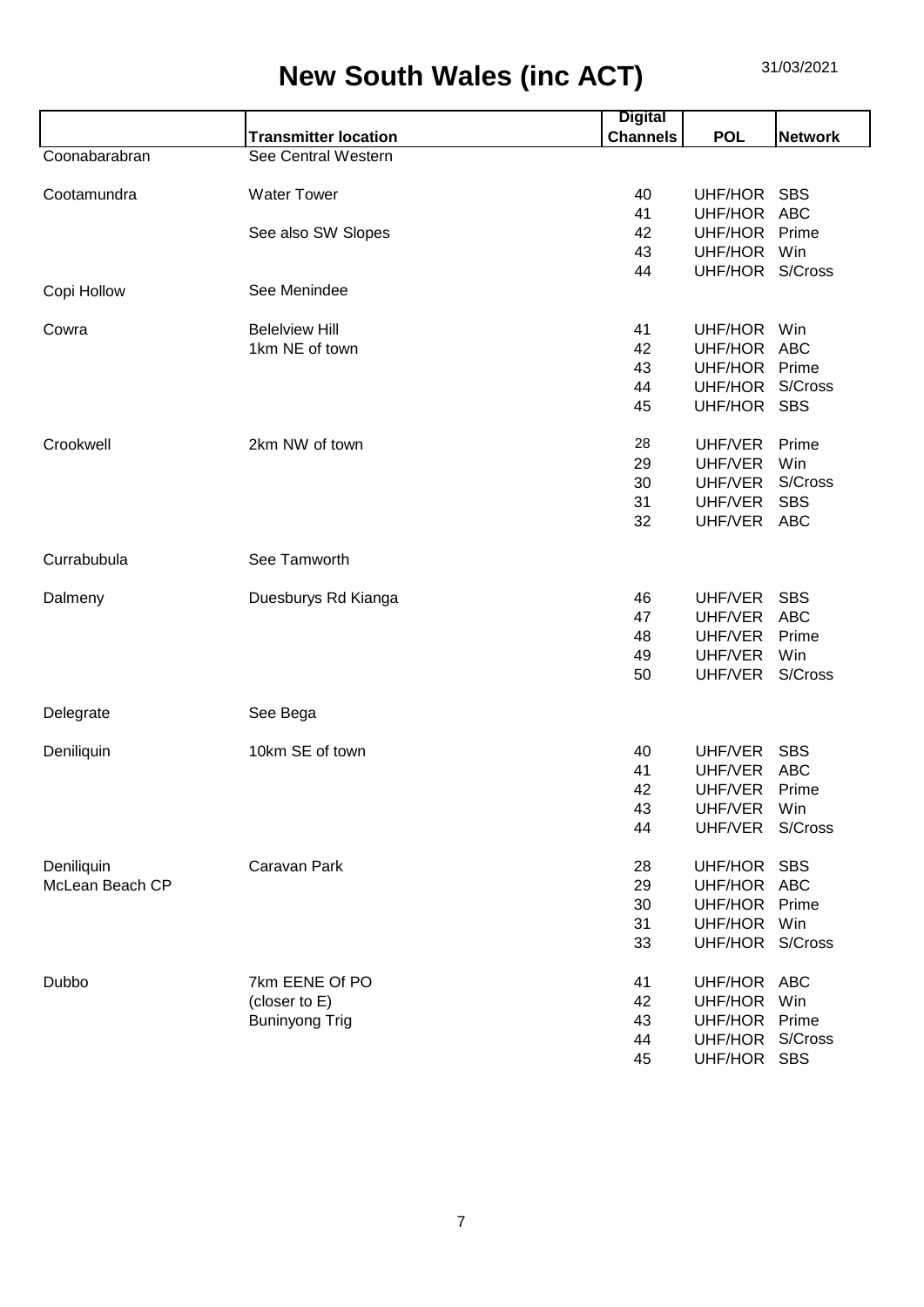# New South Wales (inc ACT)

31/03/2021

| | Transmitter location | Digital Channels | POL | Network |
|---|---|---|---|---|
| Coonabarabran | See Central Western | | | |
| Cootamundra | Water Tower | 40 | UHF/HOR | SBS |
| | | 41 | UHF/HOR | ABC |
| | See also SW Slopes | 42 | UHF/HOR | Prime |
| | | 43 | UHF/HOR | Win |
| | | 44 | UHF/HOR | S/Cross |
| Copi Hollow | See Menindee | | | |
| Cowra | Belelview Hill | 41 | UHF/HOR | Win |
| | 1km NE of town | 42 | UHF/HOR | ABC |
| | | 43 | UHF/HOR | Prime |
| | | 44 | UHF/HOR | S/Cross |
| | | 45 | UHF/HOR | SBS |
| Crookwell | 2km NW of town | 28 | UHF/VER | Prime |
| | | 29 | UHF/VER | Win |
| | | 30 | UHF/VER | S/Cross |
| | | 31 | UHF/VER | SBS |
| | | 32 | UHF/VER | ABC |
| Currabubula | See Tamworth | | | |
| Dalmeny | Duesburys Rd Kianga | 46 | UHF/VER | SBS |
| | | 47 | UHF/VER | ABC |
| | | 48 | UHF/VER | Prime |
| | | 49 | UHF/VER | Win |
| | | 50 | UHF/VER | S/Cross |
| Delegrate | See Bega | | | |
| Deniliquin | 10km SE of town | 40 | UHF/VER | SBS |
| | | 41 | UHF/VER | ABC |
| | | 42 | UHF/VER | Prime |
| | | 43 | UHF/VER | Win |
| | | 44 | UHF/VER | S/Cross |
| Deniliquin McLean Beach CP | Caravan Park | 28 | UHF/HOR | SBS |
| | | 29 | UHF/HOR | ABC |
| | | 30 | UHF/HOR | Prime |
| | | 31 | UHF/HOR | Win |
| | | 33 | UHF/HOR | S/Cross |
| Dubbo | 7km EENE Of PO | 41 | UHF/HOR | ABC |
| | (closer to E) | 42 | UHF/HOR | Win |
| | Buninyong Trig | 43 | UHF/HOR | Prime |
| | | 44 | UHF/HOR | S/Cross |
| | | 45 | UHF/HOR | SBS |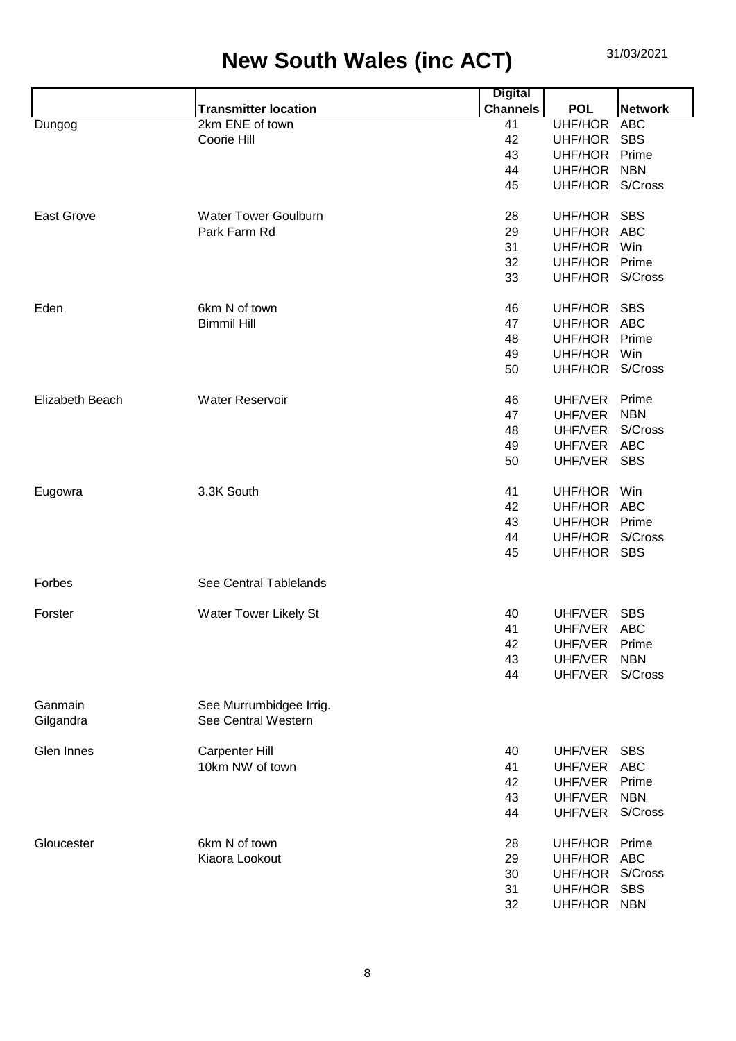# New South Wales (inc ACT)

31/03/2021

| | Transmitter location | Digital Channels | POL | Network |
|---|---|---|---|---|
| Dungog | 2km ENE of town | 41 | UHF/HOR | ABC |
| | Coorie Hill | 42 | UHF/HOR | SBS |
| | | 43 | UHF/HOR | Prime |
| | | 44 | UHF/HOR | NBN |
| | | 45 | UHF/HOR | S/Cross |
| East Grove | Water Tower Goulburn | 28 | UHF/HOR | SBS |
| | Park Farm Rd | 29 | UHF/HOR | ABC |
| | | 31 | UHF/HOR | Win |
| | | 32 | UHF/HOR | Prime |
| | | 33 | UHF/HOR | S/Cross |
| Eden | 6km N of town | 46 | UHF/HOR | SBS |
| | Bimmil Hill | 47 | UHF/HOR | ABC |
| | | 48 | UHF/HOR | Prime |
| | | 49 | UHF/HOR | Win |
| | | 50 | UHF/HOR | S/Cross |
| Elizabeth Beach | Water Reservoir | 46 | UHF/VER | Prime |
| | | 47 | UHF/VER | NBN |
| | | 48 | UHF/VER | S/Cross |
| | | 49 | UHF/VER | ABC |
| | | 50 | UHF/VER | SBS |
| Eugowra | 3.3K South | 41 | UHF/HOR | Win |
| | | 42 | UHF/HOR | ABC |
| | | 43 | UHF/HOR | Prime |
| | | 44 | UHF/HOR | S/Cross |
| | | 45 | UHF/HOR | SBS |
| Forbes | See Central Tablelands | | | |
| Forster | Water Tower Likely St | 40 | UHF/VER | SBS |
| | | 41 | UHF/VER | ABC |
| | | 42 | UHF/VER | Prime |
| | | 43 | UHF/VER | NBN |
| | | 44 | UHF/VER | S/Cross |
| Ganmain | See Murrumbidgee Irrig. | | | |
| Gilgandra | See Central Western | | | |
| Glen Innes | Carpenter Hill | 40 | UHF/VER | SBS |
| | 10km NW of town | 41 | UHF/VER | ABC |
| | | 42 | UHF/VER | Prime |
| | | 43 | UHF/VER | NBN |
| | | 44 | UHF/VER | S/Cross |
| Gloucester | 6km N of town | 28 | UHF/HOR | Prime |
| | Kiaora Lookout | 29 | UHF/HOR | ABC |
| | | 30 | UHF/HOR | S/Cross |
| | | 31 | UHF/HOR | SBS |
| | | 32 | UHF/HOR | NBN |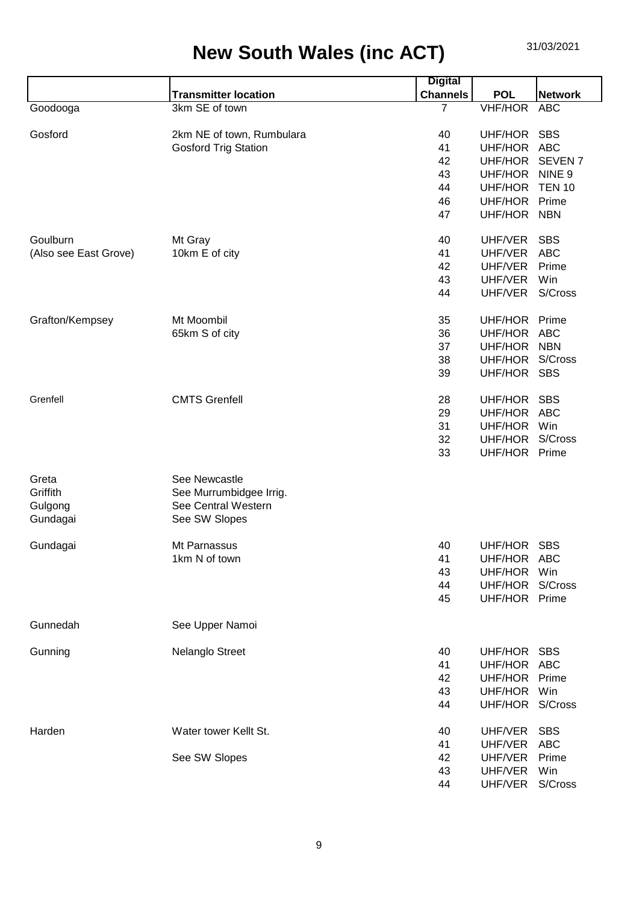# New South Wales (inc ACT)

31/03/2021

| | Transmitter location | Digital Channels | POL | Network |
|---|---|---|---|---|
| Goodooga | 3km SE of town | 7 | VHF/HOR | ABC |
| Gosford | 2km NE of town, Rumbulara | 40 | UHF/HOR | SBS |
| | Gosford Trig Station | 41 | UHF/HOR | ABC |
| | | 42 | UHF/HOR | SEVEN 7 |
| | | 43 | UHF/HOR | NINE 9 |
| | | 44 | UHF/HOR | TEN 10 |
| | | 46 | UHF/HOR | Prime |
| | | 47 | UHF/HOR | NBN |
| Goulburn | Mt Gray | 40 | UHF/VER | SBS |
| (Also see East Grove) | 10km E of city | 41 | UHF/VER | ABC |
| | | 42 | UHF/VER | Prime |
| | | 43 | UHF/VER | Win |
| | | 44 | UHF/VER | S/Cross |
| Grafton/Kempsey | Mt Moombil | 35 | UHF/HOR | Prime |
| | 65km S of city | 36 | UHF/HOR | ABC |
| | | 37 | UHF/HOR | NBN |
| | | 38 | UHF/HOR | S/Cross |
| | | 39 | UHF/HOR | SBS |
| Grenfell | CMTS Grenfell | 28 | UHF/HOR | SBS |
| | | 29 | UHF/HOR | ABC |
| | | 31 | UHF/HOR | Win |
| | | 32 | UHF/HOR | S/Cross |
| | | 33 | UHF/HOR | Prime |
| Greta | See Newcastle | | | |
| Griffith | See Murrumbidgee Irrig. | | | |
| Gulgong | See Central Western | | | |
| Gundagai | See SW Slopes | | | |
| Gundagai | Mt Parnassus | 40 | UHF/HOR | SBS |
| | 1km N of town | 41 | UHF/HOR | ABC |
| | | 43 | UHF/HOR | Win |
| | | 44 | UHF/HOR | S/Cross |
| | | 45 | UHF/HOR | Prime |
| Gunnedah | See Upper Namoi | | | |
| Gunning | Nelanglo Street | 40 | UHF/HOR | SBS |
| | | 41 | UHF/HOR | ABC |
| | | 42 | UHF/HOR | Prime |
| | | 43 | UHF/HOR | Win |
| | | 44 | UHF/HOR | S/Cross |
| Harden | Water tower Kellt St. | 40 | UHF/VER | SBS |
| | | 41 | UHF/VER | ABC |
| | See SW Slopes | 42 | UHF/VER | Prime |
| | | 43 | UHF/VER | Win |
| | | 44 | UHF/VER | S/Cross |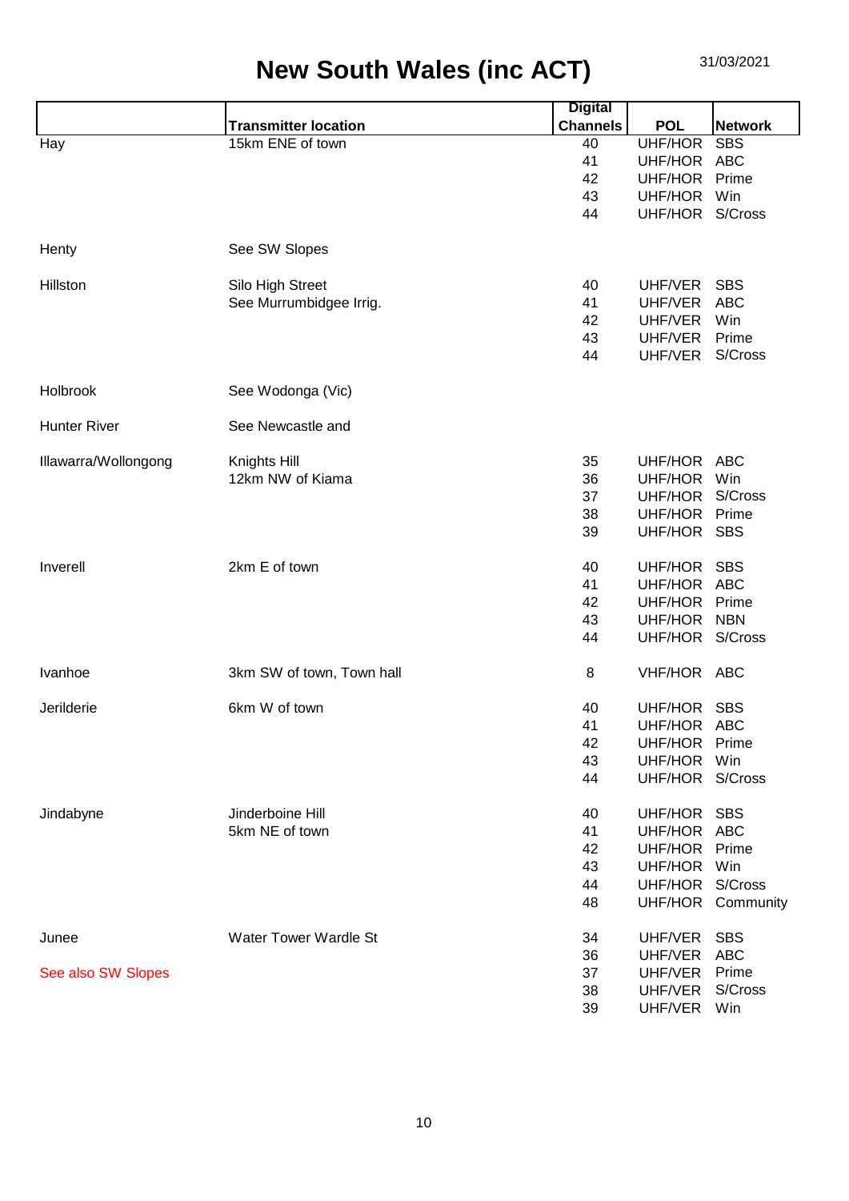# New South Wales (inc ACT)

31/03/2021

| | Transmitter location | Digital Channels | POL | Network |
|---|---|---|---|---|
| Hay | 15km ENE of town | 40 | UHF/HOR | SBS |
| | | 41 | UHF/HOR | ABC |
| | | 42 | UHF/HOR | Prime |
| | | 43 | UHF/HOR | Win |
| | | 44 | UHF/HOR | S/Cross |
| Henty | See SW Slopes | | | |
| Hillston | Silo High Street | 40 | UHF/VER | SBS |
| | See Murrumbidgee Irrig. | 41 | UHF/VER | ABC |
| | | 42 | UHF/VER | Win |
| | | 43 | UHF/VER | Prime |
| | | 44 | UHF/VER | S/Cross |
| Holbrook | See Wodonga (Vic) | | | |
| Hunter River | See Newcastle and | | | |
| Illawarra/Wollongong | Knights Hill | 35 | UHF/HOR | ABC |
| | 12km NW of Kiama | 36 | UHF/HOR | Win |
| | | 37 | UHF/HOR | S/Cross |
| | | 38 | UHF/HOR | Prime |
| | | 39 | UHF/HOR | SBS |
| Inverell | 2km E of town | 40 | UHF/HOR | SBS |
| | | 41 | UHF/HOR | ABC |
| | | 42 | UHF/HOR | Prime |
| | | 43 | UHF/HOR | NBN |
| | | 44 | UHF/HOR | S/Cross |
| Ivanhoe | 3km SW of town, Town hall | 8 | VHF/HOR | ABC |
| Jerilderie | 6km W of town | 40 | UHF/HOR | SBS |
| | | 41 | UHF/HOR | ABC |
| | | 42 | UHF/HOR | Prime |
| | | 43 | UHF/HOR | Win |
| | | 44 | UHF/HOR | S/Cross |
| Jindabyne | Jinderboine Hill | 40 | UHF/HOR | SBS |
| | 5km NE of town | 41 | UHF/HOR | ABC |
| | | 42 | UHF/HOR | Prime |
| | | 43 | UHF/HOR | Win |
| | | 44 | UHF/HOR | S/Cross |
| | | 48 | UHF/HOR | Community |
| Junee | Water Tower Wardle St | 34 | UHF/VER | SBS |
| | | 36 | UHF/VER | ABC |
| See also SW Slopes | | 37 | UHF/VER | Prime |
| | | 38 | UHF/VER | S/Cross |
| | | 39 | UHF/VER | Win |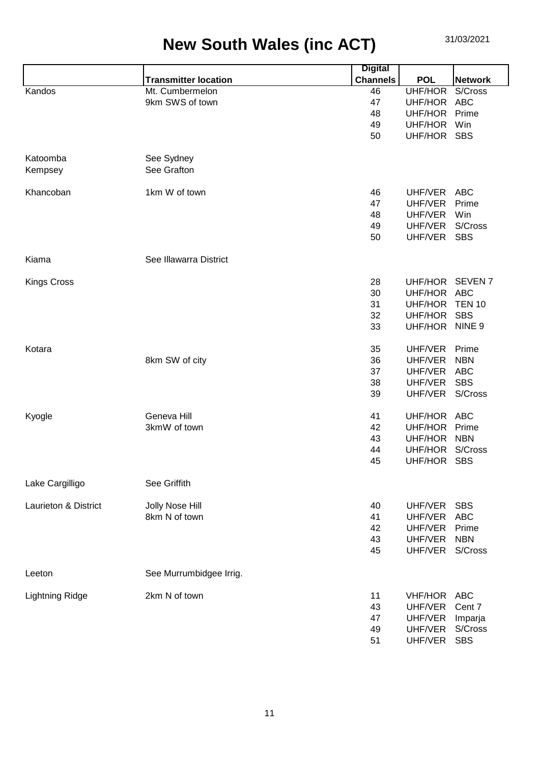# New South Wales (inc ACT)

31/03/2021

| | Transmitter location | Digital Channels | POL | Network |
|---|---|---|---|---|
| Kandos | Mt. Cumbermelon | 46 | UHF/HOR | S/Cross |
| | 9km SWS of town | 47 | UHF/HOR | ABC |
| | | 48 | UHF/HOR | Prime |
| | | 49 | UHF/HOR | Win |
| | | 50 | UHF/HOR | SBS |
| Katoomba | See Sydney | | | |
| Kempsey | See Grafton | | | |
| Khancoban | 1km W of town | 46 | UHF/VER | ABC |
| | | 47 | UHF/VER | Prime |
| | | 48 | UHF/VER | Win |
| | | 49 | UHF/VER | S/Cross |
| | | 50 | UHF/VER | SBS |
| Kiama | See Illawarra District | | | |
| Kings Cross | | 28 | UHF/HOR | SEVEN 7 |
| | | 30 | UHF/HOR | ABC |
| | | 31 | UHF/HOR | TEN 10 |
| | | 32 | UHF/HOR | SBS |
| | | 33 | UHF/HOR | NINE 9 |
| Kotara | | 35 | UHF/VER | Prime |
| | 8km SW of city | 36 | UHF/VER | NBN |
| | | 37 | UHF/VER | ABC |
| | | 38 | UHF/VER | SBS |
| | | 39 | UHF/VER | S/Cross |
| Kyogle | Geneva Hill | 41 | UHF/HOR | ABC |
| | 3kmW of town | 42 | UHF/HOR | Prime |
| | | 43 | UHF/HOR | NBN |
| | | 44 | UHF/HOR | S/Cross |
| | | 45 | UHF/HOR | SBS |
| Lake Cargilligo | See Griffith | | | |
| Laurieton & District | Jolly Nose Hill | 40 | UHF/VER | SBS |
| | 8km N of town | 41 | UHF/VER | ABC |
| | | 42 | UHF/VER | Prime |
| | | 43 | UHF/VER | NBN |
| | | 45 | UHF/VER | S/Cross |
| Leeton | See Murrumbidgee Irrig. | | | |
| Lightning Ridge | 2km N of town | 11 | VHF/HOR | ABC |
| | | 43 | UHF/VER | Cent 7 |
| | | 47 | UHF/VER | Imparja |
| | | 49 | UHF/VER | S/Cross |
| | | 51 | UHF/VER | SBS |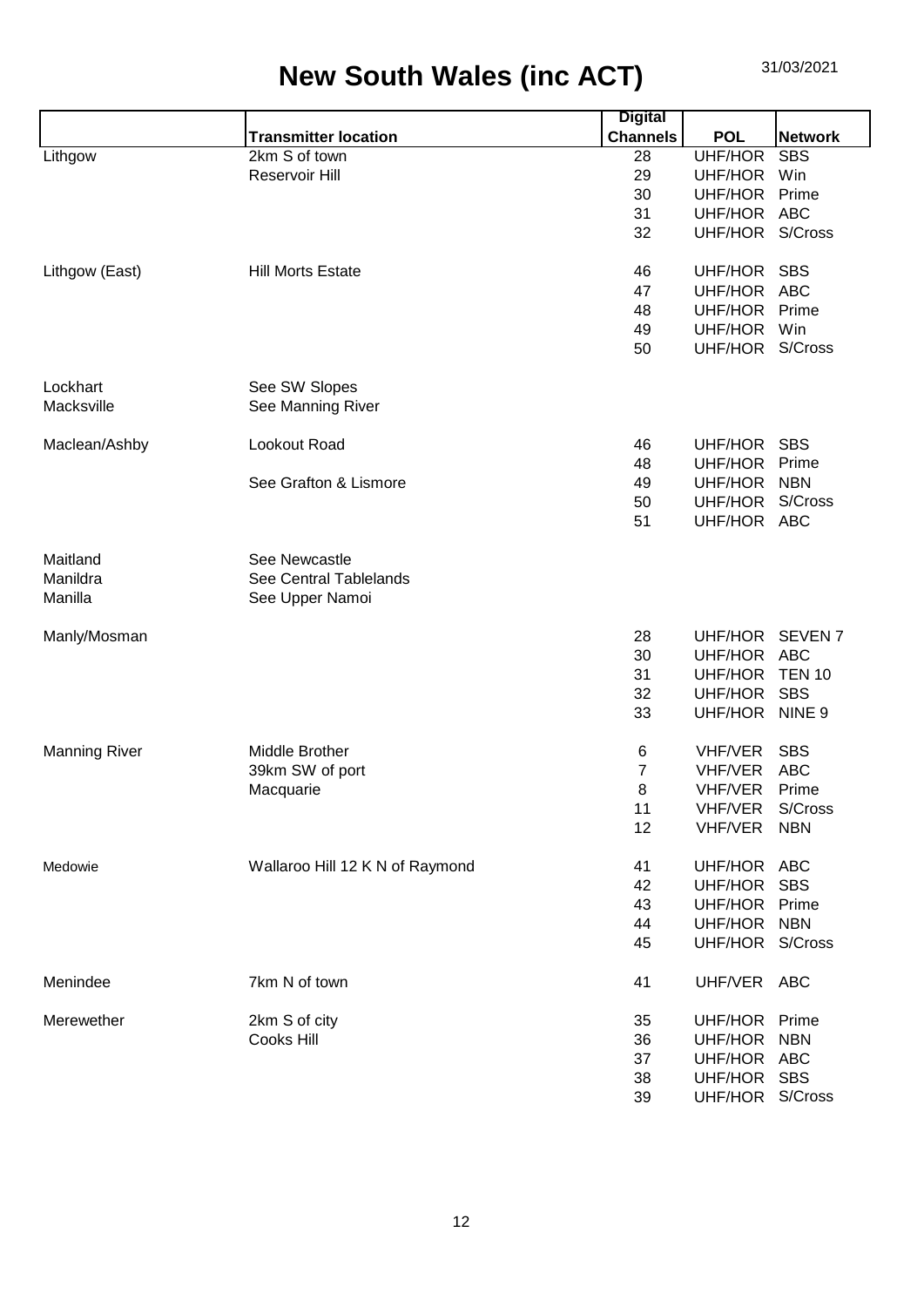# New South Wales (inc ACT)

31/03/2021

| | Transmitter location | Digital Channels | POL | Network |
|---|---|---|---|---|
| Lithgow | 2km S of town | 28 | UHF/HOR | SBS |
| | Reservoir Hill | 29 | UHF/HOR | Win |
| | | 30 | UHF/HOR | Prime |
| | | 31 | UHF/HOR | ABC |
| | | 32 | UHF/HOR | S/Cross |
| Lithgow (East) | Hill Morts Estate | 46 | UHF/HOR | SBS |
| | | 47 | UHF/HOR | ABC |
| | | 48 | UHF/HOR | Prime |
| | | 49 | UHF/HOR | Win |
| | | 50 | UHF/HOR | S/Cross |
| Lockhart | See SW Slopes | | | |
| Macksville | See Manning River | | | |
| Maclean/Ashby | Lookout Road | 46 | UHF/HOR | SBS |
| | | 48 | UHF/HOR | Prime |
| | See Grafton & Lismore | 49 | UHF/HOR | NBN |
| | | 50 | UHF/HOR | S/Cross |
| | | 51 | UHF/HOR | ABC |
| Maitland | See Newcastle | | | |
| Manildra | See Central Tablelands | | | |
| Manilla | See Upper Namoi | | | |
| Manly/Mosman | | 28 | UHF/HOR | SEVEN 7 |
| | | 30 | UHF/HOR | ABC |
| | | 31 | UHF/HOR | TEN 10 |
| | | 32 | UHF/HOR | SBS |
| | | 33 | UHF/HOR | NINE 9 |
| Manning River | Middle Brother | 6 | VHF/VER | SBS |
| | 39km SW of port | 7 | VHF/VER | ABC |
| | Macquarie | 8 | VHF/VER | Prime |
| | | 11 | VHF/VER | S/Cross |
| | | 12 | VHF/VER | NBN |
| Medowie | Wallaroo Hill 12 K N of Raymond | 41 | UHF/HOR | ABC |
| | | 42 | UHF/HOR | SBS |
| | | 43 | UHF/HOR | Prime |
| | | 44 | UHF/HOR | NBN |
| | | 45 | UHF/HOR | S/Cross |
| Menindee | 7km N of town | 41 | UHF/VER | ABC |
| Merewether | 2km S of city | 35 | UHF/HOR | Prime |
| | Cooks Hill | 36 | UHF/HOR | NBN |
| | | 37 | UHF/HOR | ABC |
| | | 38 | UHF/HOR | SBS |
| | | 39 | UHF/HOR | S/Cross |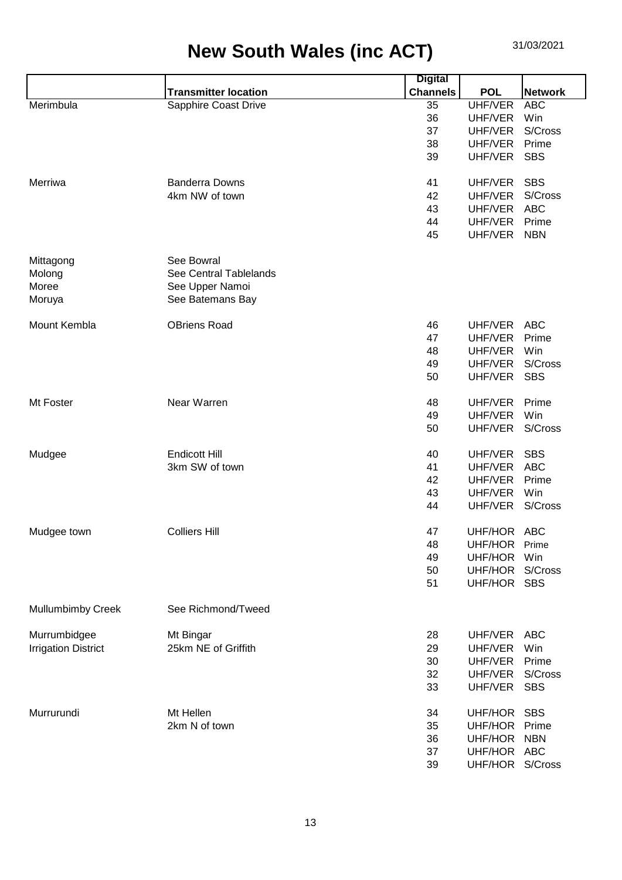# New South Wales (inc ACT)

31/03/2021

| | Transmitter location | Digital Channels | POL | Network |
|---|---|---|---|---|
| Merimbula | Sapphire Coast Drive | 35 | UHF/VER | ABC |
| | | 36 | UHF/VER | Win |
| | | 37 | UHF/VER | S/Cross |
| | | 38 | UHF/VER | Prime |
| | | 39 | UHF/VER | SBS |
| Merriwa | Banderra Downs | 41 | UHF/VER | SBS |
| | 4km NW of town | 42 | UHF/VER | S/Cross |
| | | 43 | UHF/VER | ABC |
| | | 44 | UHF/VER | Prime |
| | | 45 | UHF/VER | NBN |
| Mittagong | See Bowral | | | |
| Molong | See Central Tablelands | | | |
| Moree | See Upper Namoi | | | |
| Moruya | See Batemans Bay | | | |
| Mount Kembla | OBriens Road | 46 | UHF/VER | ABC |
| | | 47 | UHF/VER | Prime |
| | | 48 | UHF/VER | Win |
| | | 49 | UHF/VER | S/Cross |
| | | 50 | UHF/VER | SBS |
| Mt Foster | Near Warren | 48 | UHF/VER | Prime |
| | | 49 | UHF/VER | Win |
| | | 50 | UHF/VER | S/Cross |
| Mudgee | Endicott Hill | 40 | UHF/VER | SBS |
| | 3km SW of town | 41 | UHF/VER | ABC |
| | | 42 | UHF/VER | Prime |
| | | 43 | UHF/VER | Win |
| | | 44 | UHF/VER | S/Cross |
| Mudgee town | Colliers Hill | 47 | UHF/HOR | ABC |
| | | 48 | UHF/HOR | Prime |
| | | 49 | UHF/HOR | Win |
| | | 50 | UHF/HOR | S/Cross |
| | | 51 | UHF/HOR | SBS |
| Mullumbimby Creek | See Richmond/Tweed | | | |
| Murrumbidgee Irrigation District | Mt Bingar | 28 | UHF/VER | ABC |
| | 25km NE of Griffith | 29 | UHF/VER | Win |
| | | 30 | UHF/VER | Prime |
| | | 32 | UHF/VER | S/Cross |
| | | 33 | UHF/VER | SBS |
| Murrurundi | Mt Hellen | 34 | UHF/HOR | SBS |
| | 2km N of town | 35 | UHF/HOR | Prime |
| | | 36 | UHF/HOR | NBN |
| | | 37 | UHF/HOR | ABC |
| | | 39 | UHF/HOR | S/Cross |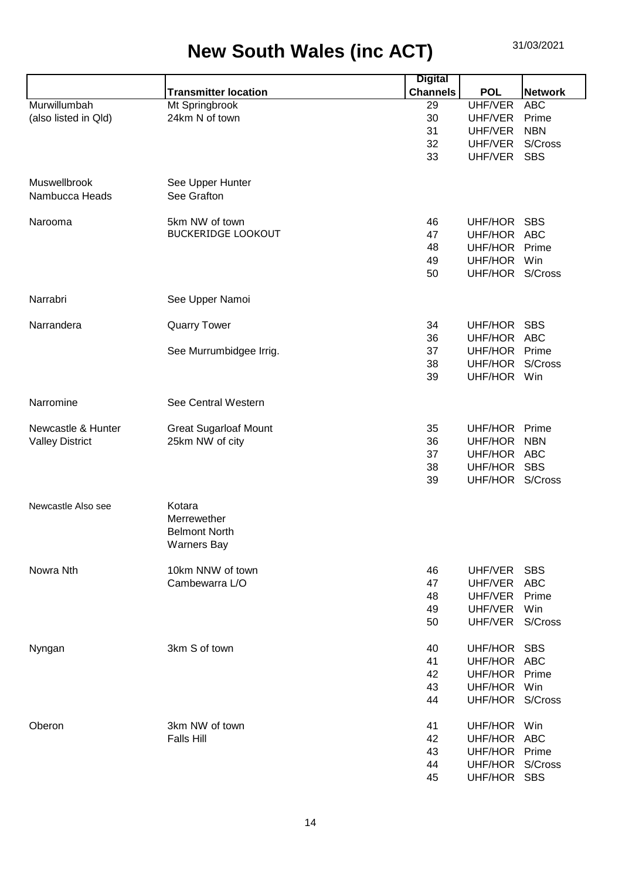# New South Wales (inc ACT)

31/03/2021

| | Transmitter location | Digital Channels | POL | Network |
|---|---|---|---|---|
| Murwillumbah | Mt Springbrook | 29 | UHF/VER | ABC |
| (also listed in Qld) | 24km N of town | 30 | UHF/VER | Prime |
| | | 31 | UHF/VER | NBN |
| | | 32 | UHF/VER | S/Cross |
| | | 33 | UHF/VER | SBS |
| | | | | |
| Muswellbrook | See Upper Hunter | | | |
| Nambucca Heads | See Grafton | | | |
| | | | | |
| Narooma | 5km NW of town | 46 | UHF/HOR | SBS |
| | BUCKERIDGE LOOKOUT | 47 | UHF/HOR | ABC |
| | | 48 | UHF/HOR | Prime |
| | | 49 | UHF/HOR | Win |
| | | 50 | UHF/HOR | S/Cross |
| | | | | |
| Narrabri | See Upper Namoi | | | |
| | | | | |
| Narrandera | Quarry Tower | 34 | UHF/HOR | SBS |
| | | 36 | UHF/HOR | ABC |
| | See Murrumbidgee Irrig. | 37 | UHF/HOR | Prime |
| | | 38 | UHF/HOR | S/Cross |
| | | 39 | UHF/HOR | Win |
| | | | | |
| Narromine | See Central Western | | | |
| | | | | |
| Newcastle & Hunter | Great Sugarloaf Mount | 35 | UHF/HOR | Prime |
| Valley District | 25km NW of city | 36 | UHF/HOR | NBN |
| | | 37 | UHF/HOR | ABC |
| | | 38 | UHF/HOR | SBS |
| | | 39 | UHF/HOR | S/Cross |
| | | | | |
| Newcastle Also see | Kotara | | | |
| | Merrewether | | | |
| | Belmont North | | | |
| | Warners Bay | | | |
| | | | | |
| Nowra Nth | 10km NNW of town | 46 | UHF/VER | SBS |
| | Cambewarra L/O | 47 | UHF/VER | ABC |
| | | 48 | UHF/VER | Prime |
| | | 49 | UHF/VER | Win |
| | | 50 | UHF/VER | S/Cross |
| | | | | |
| Nyngan | 3km S of town | 40 | UHF/HOR | SBS |
| | | 41 | UHF/HOR | ABC |
| | | 42 | UHF/HOR | Prime |
| | | 43 | UHF/HOR | Win |
| | | 44 | UHF/HOR | S/Cross |
| | | | | |
| Oberon | 3km NW of town | 41 | UHF/HOR | Win |
| | Falls Hill | 42 | UHF/HOR | ABC |
| | | 43 | UHF/HOR | Prime |
| | | 44 | UHF/HOR | S/Cross |
| | | 45 | UHF/HOR | SBS |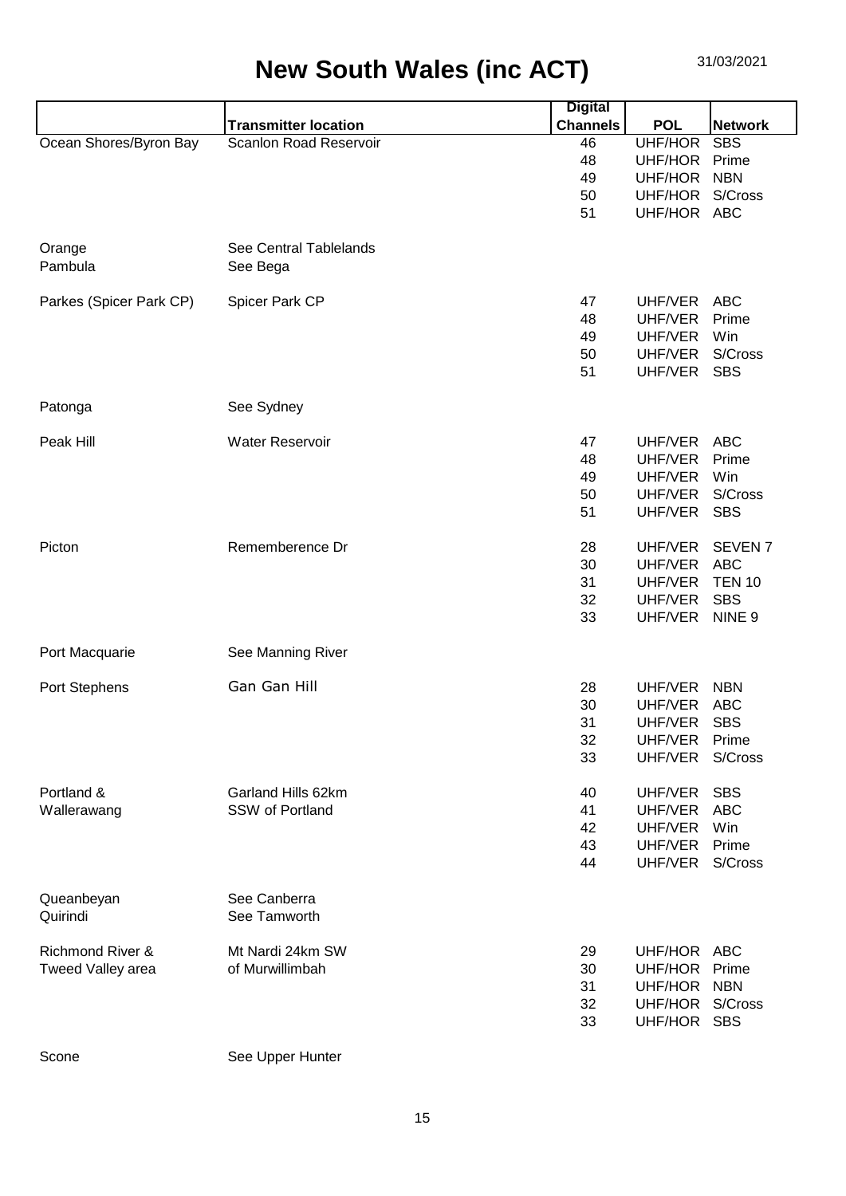# New South Wales (inc ACT)

31/03/2021

| | Transmitter location | Digital Channels | POL | Network |
|---|---|---|---|---|
| Ocean Shores/Byron Bay | Scanlon Road Reservoir | 46 | UHF/HOR | SBS |
| | | 48 | UHF/HOR | Prime |
| | | 49 | UHF/HOR | NBN |
| | | 50 | UHF/HOR | S/Cross |
| | | 51 | UHF/HOR | ABC |
| Orange | See Central Tablelands | | | |
| Pambula | See Bega | | | |
| Parkes (Spicer Park CP) | Spicer Park CP | 47 | UHF/VER | ABC |
| | | 48 | UHF/VER | Prime |
| | | 49 | UHF/VER | Win |
| | | 50 | UHF/VER | S/Cross |
| | | 51 | UHF/VER | SBS |
| Patonga | See Sydney | | | |
| Peak Hill | Water Reservoir | 47 | UHF/VER | ABC |
| | | 48 | UHF/VER | Prime |
| | | 49 | UHF/VER | Win |
| | | 50 | UHF/VER | S/Cross |
| | | 51 | UHF/VER | SBS |
| Picton | Rememberence Dr | 28 | UHF/VER | SEVEN 7 |
| | | 30 | UHF/VER | ABC |
| | | 31 | UHF/VER | TEN 10 |
| | | 32 | UHF/VER | SBS |
| | | 33 | UHF/VER | NINE 9 |
| Port Macquarie | See Manning River | | | |
| Port Stephens | Gan Gan Hill | 28 | UHF/VER | NBN |
| | | 30 | UHF/VER | ABC |
| | | 31 | UHF/VER | SBS |
| | | 32 | UHF/VER | Prime |
| | | 33 | UHF/VER | S/Cross |
| Portland & Wallerawang | Garland Hills 62km SSW of Portland | 40 | UHF/VER | SBS |
| | | 41 | UHF/VER | ABC |
| | | 42 | UHF/VER | Win |
| | | 43 | UHF/VER | Prime |
| | | 44 | UHF/VER | S/Cross |
| Queanbeyan | See Canberra | | | |
| Quirindi | See Tamworth | | | |
| Richmond River & Tweed Valley area | Mt Nardi 24km SW of Murwillimbah | 29 | UHF/HOR | ABC |
| | | 30 | UHF/HOR | Prime |
| | | 31 | UHF/HOR | NBN |
| | | 32 | UHF/HOR | S/Cross |
| | | 33 | UHF/HOR | SBS |
| Scone | See Upper Hunter | | | |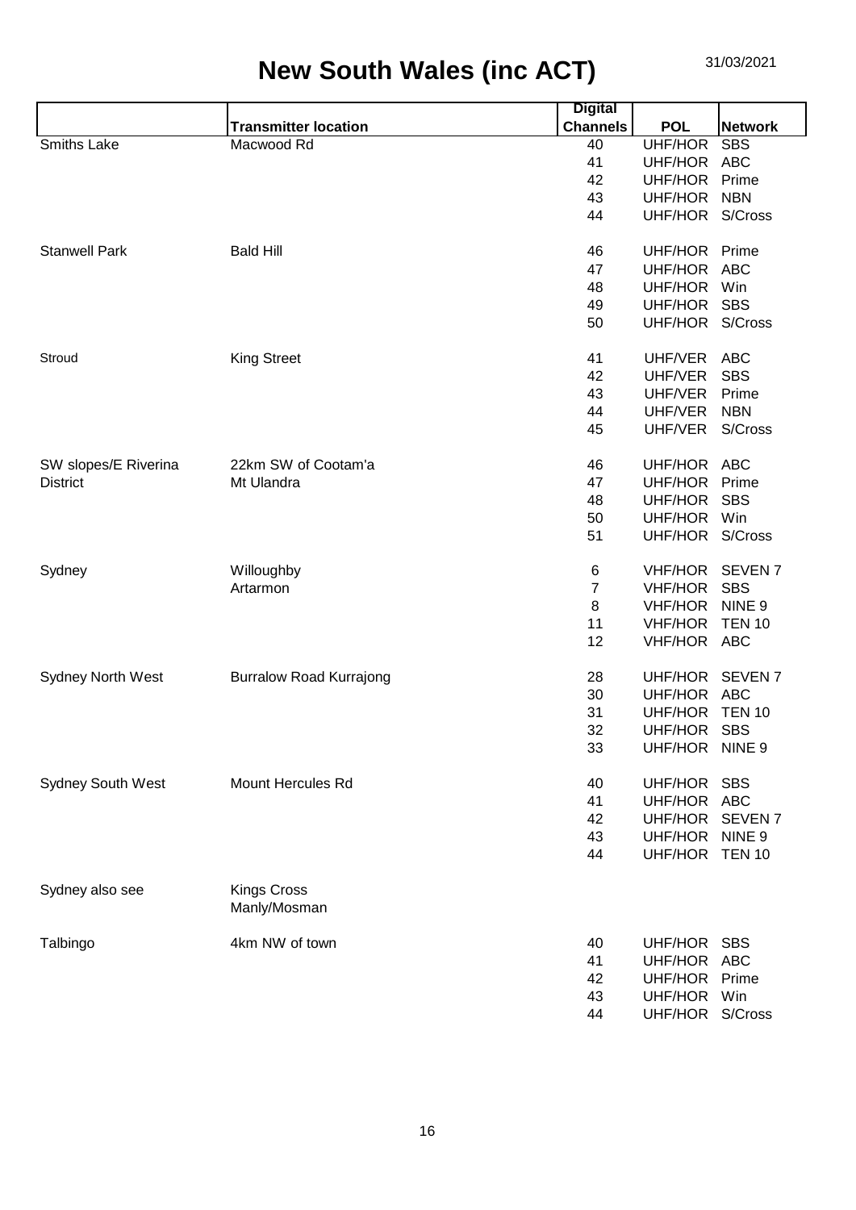# New South Wales (inc ACT)

31/03/2021

| | Transmitter location | Digital Channels | POL | Network |
|---|---|---|---|---|
| Smiths Lake | Macwood Rd | 40 | UHF/HOR | SBS |
| | | 41 | UHF/HOR | ABC |
| | | 42 | UHF/HOR | Prime |
| | | 43 | UHF/HOR | NBN |
| | | 44 | UHF/HOR | S/Cross |
| Stanwell Park | Bald Hill | 46 | UHF/HOR | Prime |
| | | 47 | UHF/HOR | ABC |
| | | 48 | UHF/HOR | Win |
| | | 49 | UHF/HOR | SBS |
| | | 50 | UHF/HOR | S/Cross |
| Stroud | King Street | 41 | UHF/VER | ABC |
| | | 42 | UHF/VER | SBS |
| | | 43 | UHF/VER | Prime |
| | | 44 | UHF/VER | NBN |
| | | 45 | UHF/VER | S/Cross |
| SW slopes/E Riverina | 22km SW of Cootam'a | 46 | UHF/HOR | ABC |
| District | Mt Ulandra | 47 | UHF/HOR | Prime |
| | | 48 | UHF/HOR | SBS |
| | | 50 | UHF/HOR | Win |
| | | 51 | UHF/HOR | S/Cross |
| Sydney | Willoughby | 6 | VHF/HOR | SEVEN 7 |
| | Artarmon | 7 | VHF/HOR | SBS |
| | | 8 | VHF/HOR | NINE 9 |
| | | 11 | VHF/HOR | TEN 10 |
| | | 12 | VHF/HOR | ABC |
| Sydney North West | Burralow Road Kurrajong | 28 | UHF/HOR | SEVEN 7 |
| | | 30 | UHF/HOR | ABC |
| | | 31 | UHF/HOR | TEN 10 |
| | | 32 | UHF/HOR | SBS |
| | | 33 | UHF/HOR | NINE 9 |
| Sydney South West | Mount Hercules Rd | 40 | UHF/HOR | SBS |
| | | 41 | UHF/HOR | ABC |
| | | 42 | UHF/HOR | SEVEN 7 |
| | | 43 | UHF/HOR | NINE 9 |
| | | 44 | UHF/HOR | TEN 10 |
| Sydney also see | Kings Cross | | | |
| | Manly/Mosman | | | |
| Talbingo | 4km NW of town | 40 | UHF/HOR | SBS |
| | | 41 | UHF/HOR | ABC |
| | | 42 | UHF/HOR | Prime |
| | | 43 | UHF/HOR | Win |
| | | 44 | UHF/HOR | S/Cross |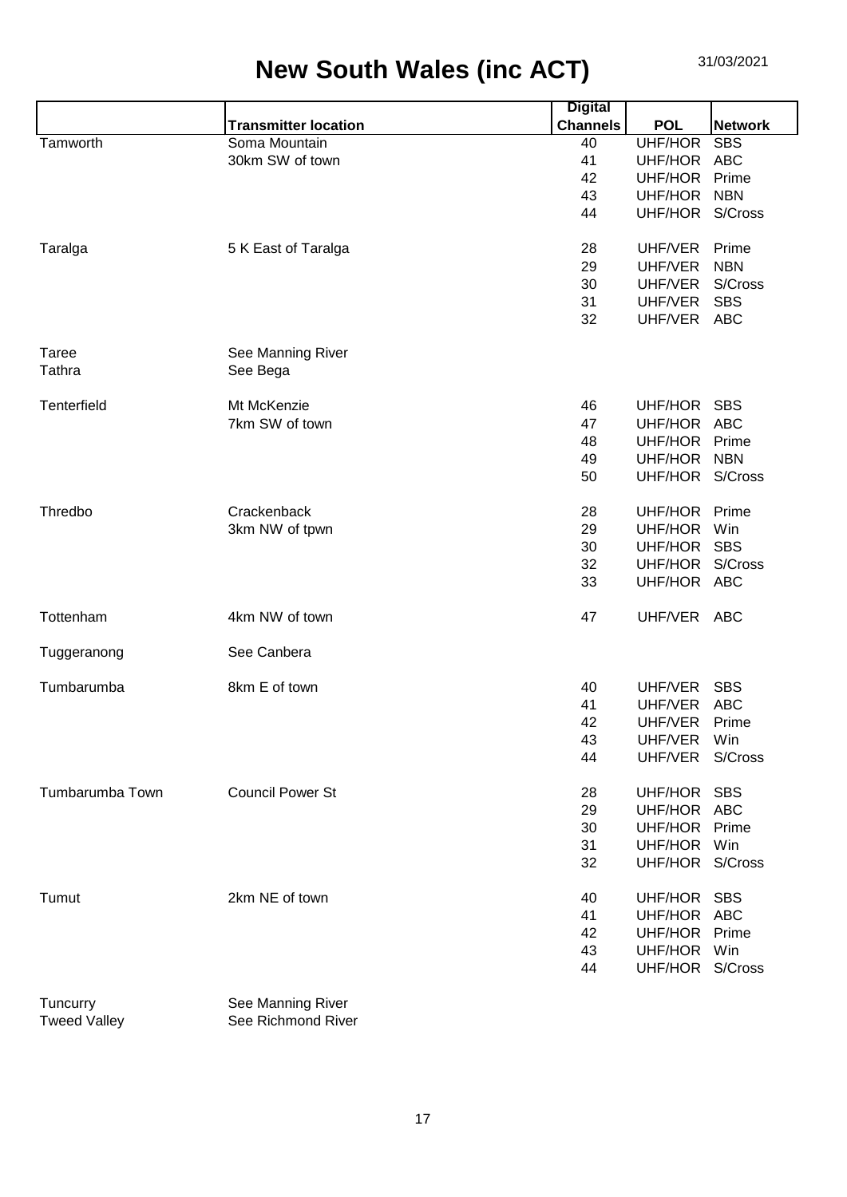# New South Wales (inc ACT)

31/03/2021

| | Transmitter location | Digital Channels | POL | Network |
|---|---|---|---|---|
| Tamworth | Soma Mountain | 40 | UHF/HOR | SBS |
| | 30km SW of town | 41 | UHF/HOR | ABC |
| | | 42 | UHF/HOR | Prime |
| | | 43 | UHF/HOR | NBN |
| | | 44 | UHF/HOR | S/Cross |
| Taralga | 5 K East of Taralga | 28 | UHF/VER | Prime |
| | | 29 | UHF/VER | NBN |
| | | 30 | UHF/VER | S/Cross |
| | | 31 | UHF/VER | SBS |
| | | 32 | UHF/VER | ABC |
| Taree | See Manning River | | | |
| Tathra | See Bega | | | |
| Tenterfield | Mt McKenzie | 46 | UHF/HOR | SBS |
| | 7km SW of town | 47 | UHF/HOR | ABC |
| | | 48 | UHF/HOR | Prime |
| | | 49 | UHF/HOR | NBN |
| | | 50 | UHF/HOR | S/Cross |
| Thredbo | Crackenback | 28 | UHF/HOR | Prime |
| | 3km NW of tpwn | 29 | UHF/HOR | Win |
| | | 30 | UHF/HOR | SBS |
| | | 32 | UHF/HOR | S/Cross |
| | | 33 | UHF/HOR | ABC |
| Tottenham | 4km NW of town | 47 | UHF/VER | ABC |
| Tuggeranong | See Canbera | | | |
| Tumbarumba | 8km E of town | 40 | UHF/VER | SBS |
| | | 41 | UHF/VER | ABC |
| | | 42 | UHF/VER | Prime |
| | | 43 | UHF/VER | Win |
| | | 44 | UHF/VER | S/Cross |
| Tumbarumba Town | Council Power St | 28 | UHF/HOR | SBS |
| | | 29 | UHF/HOR | ABC |
| | | 30 | UHF/HOR | Prime |
| | | 31 | UHF/HOR | Win |
| | | 32 | UHF/HOR | S/Cross |
| Tumut | 2km NE of town | 40 | UHF/HOR | SBS |
| | | 41 | UHF/HOR | ABC |
| | | 42 | UHF/HOR | Prime |
| | | 43 | UHF/HOR | Win |
| | | 44 | UHF/HOR | S/Cross |
| Tuncurry | See Manning River | | | |
| Tweed Valley | See Richmond River | | | |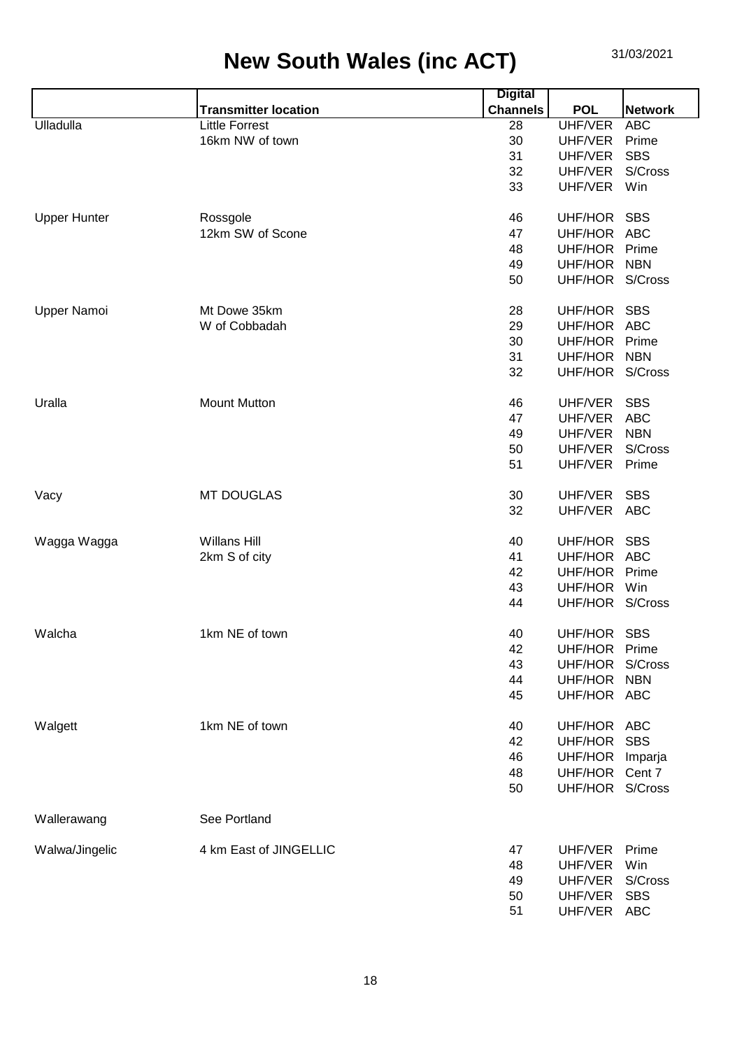# New South Wales (inc ACT)

31/03/2021

| | Transmitter location | Digital Channels | POL | Network |
|---|---|---|---|---|
| Ulladulla | Little Forrest | 28 | UHF/VER | ABC |
| | 16km NW of town | 30 | UHF/VER | Prime |
| | | 31 | UHF/VER | SBS |
| | | 32 | UHF/VER | S/Cross |
| | | 33 | UHF/VER | Win |
| Upper Hunter | Rossgole | 46 | UHF/HOR | SBS |
| | 12km SW of Scone | 47 | UHF/HOR | ABC |
| | | 48 | UHF/HOR | Prime |
| | | 49 | UHF/HOR | NBN |
| | | 50 | UHF/HOR | S/Cross |
| Upper Namoi | Mt Dowe 35km | 28 | UHF/HOR | SBS |
| | W of Cobbadah | 29 | UHF/HOR | ABC |
| | | 30 | UHF/HOR | Prime |
| | | 31 | UHF/HOR | NBN |
| | | 32 | UHF/HOR | S/Cross |
| Uralla | Mount Mutton | 46 | UHF/VER | SBS |
| | | 47 | UHF/VER | ABC |
| | | 49 | UHF/VER | NBN |
| | | 50 | UHF/VER | S/Cross |
| | | 51 | UHF/VER | Prime |
| Vacy | MT DOUGLAS | 30 | UHF/VER | SBS |
| | | 32 | UHF/VER | ABC |
| Wagga Wagga | Willans Hill | 40 | UHF/HOR | SBS |
| | 2km S of city | 41 | UHF/HOR | ABC |
| | | 42 | UHF/HOR | Prime |
| | | 43 | UHF/HOR | Win |
| | | 44 | UHF/HOR | S/Cross |
| Walcha | 1km NE of town | 40 | UHF/HOR | SBS |
| | | 42 | UHF/HOR | Prime |
| | | 43 | UHF/HOR | S/Cross |
| | | 44 | UHF/HOR | NBN |
| | | 45 | UHF/HOR | ABC |
| Walgett | 1km NE of town | 40 | UHF/HOR | ABC |
| | | 42 | UHF/HOR | SBS |
| | | 46 | UHF/HOR | Imparja |
| | | 48 | UHF/HOR | Cent 7 |
| | | 50 | UHF/HOR | S/Cross |
| Wallerawang | See Portland | | | |
| Walwa/Jingelic | 4 km East of JINGELLIC | 47 | UHF/VER | Prime |
| | | 48 | UHF/VER | Win |
| | | 49 | UHF/VER | S/Cross |
| | | 50 | UHF/VER | SBS |
| | | 51 | UHF/VER | ABC |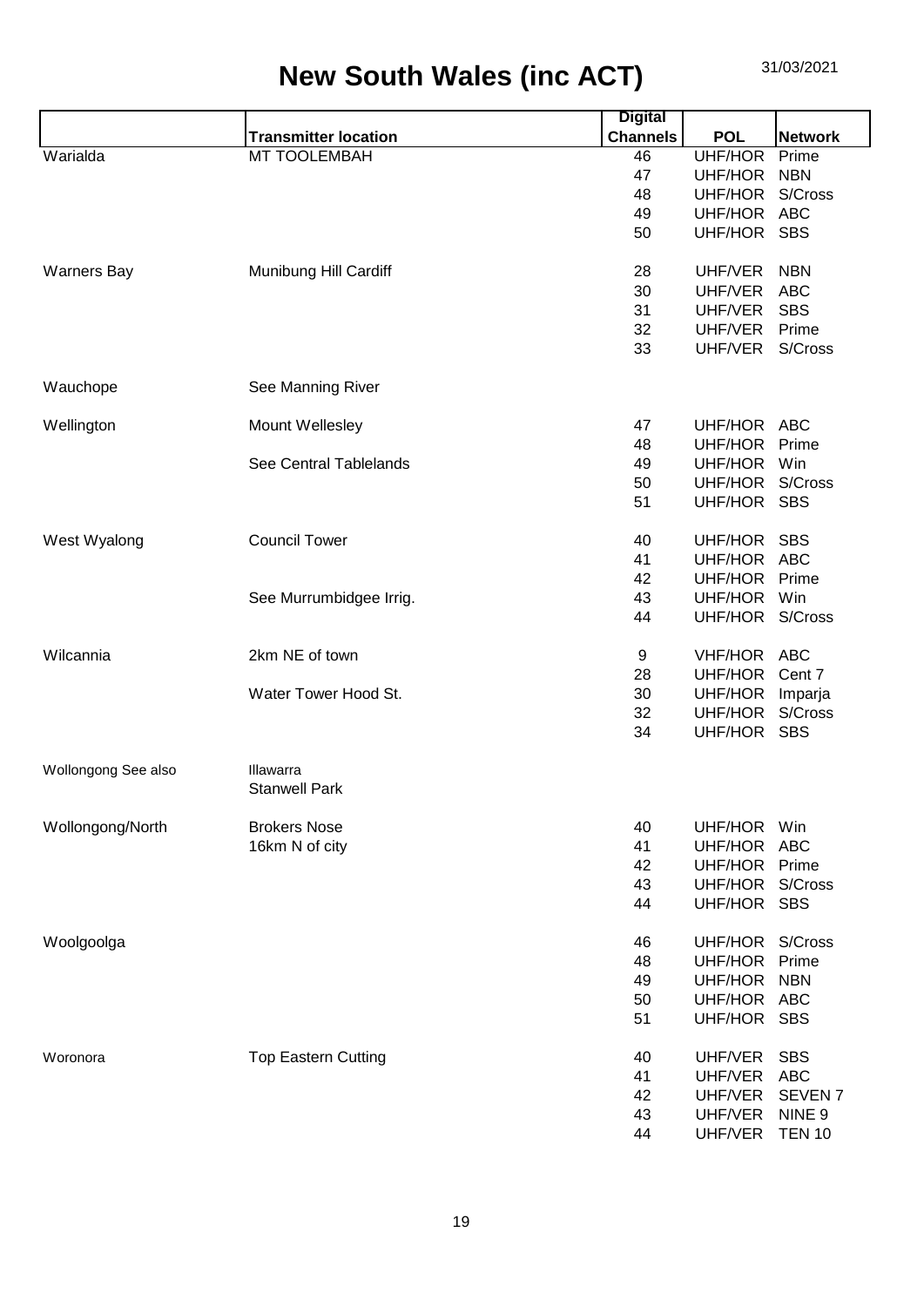# New South Wales (inc ACT)

31/03/2021

| | Transmitter location | Digital Channels | POL | Network |
|---|---|---|---|---|
| Warialda | MT TOOLEMBAH | 46 | UHF/HOR | Prime |
| | | 47 | UHF/HOR | NBN |
| | | 48 | UHF/HOR | S/Cross |
| | | 49 | UHF/HOR | ABC |
| | | 50 | UHF/HOR | SBS |
| Warners Bay | Munibung Hill Cardiff | 28 | UHF/VER | NBN |
| | | 30 | UHF/VER | ABC |
| | | 31 | UHF/VER | SBS |
| | | 32 | UHF/VER | Prime |
| | | 33 | UHF/VER | S/Cross |
| Wauchope | See Manning River | | | |
| Wellington | Mount Wellesley | 47 | UHF/HOR | ABC |
| | | 48 | UHF/HOR | Prime |
| | See Central Tablelands | 49 | UHF/HOR | Win |
| | | 50 | UHF/HOR | S/Cross |
| | | 51 | UHF/HOR | SBS |
| West Wyalong | Council Tower | 40 | UHF/HOR | SBS |
| | | 41 | UHF/HOR | ABC |
| | | 42 | UHF/HOR | Prime |
| | See Murrumbidgee Irrig. | 43 | UHF/HOR | Win |
| | | 44 | UHF/HOR | S/Cross |
| Wilcannia | 2km NE of town | 9 | VHF/HOR | ABC |
| | | 28 | UHF/HOR | Cent 7 |
| | Water Tower Hood St. | 30 | UHF/HOR | Imparja |
| | | 32 | UHF/HOR | S/Cross |
| | | 34 | UHF/HOR | SBS |
| Wollongong See also | Illawarra | | | |
| | Stanwell Park | | | |
| Wollongong/North | Brokers Nose | 40 | UHF/HOR | Win |
| | 16km N of city | 41 | UHF/HOR | ABC |
| | | 42 | UHF/HOR | Prime |
| | | 43 | UHF/HOR | S/Cross |
| | | 44 | UHF/HOR | SBS |
| Woolgoolga | | 46 | UHF/HOR | S/Cross |
| | | 48 | UHF/HOR | Prime |
| | | 49 | UHF/HOR | NBN |
| | | 50 | UHF/HOR | ABC |
| | | 51 | UHF/HOR | SBS |
| Woronora | Top Eastern Cutting | 40 | UHF/VER | SBS |
| | | 41 | UHF/VER | ABC |
| | | 42 | UHF/VER | SEVEN 7 |
| | | 43 | UHF/VER | NINE 9 |
| | | 44 | UHF/VER | TEN 10 |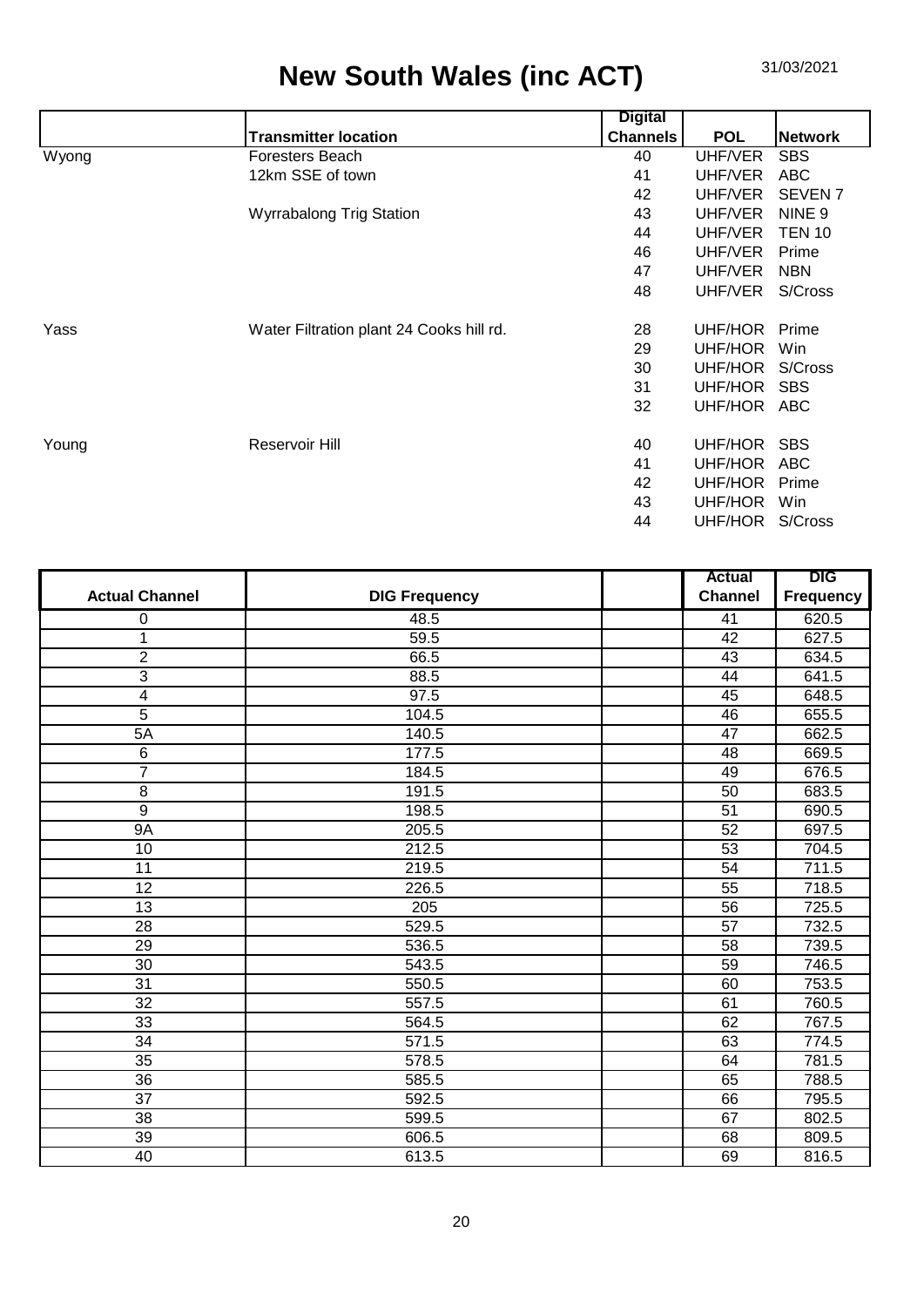# New South Wales (inc ACT)

31/03/2021

| | Transmitter location | Digital Channels | POL | Network |
|---|---|---|---|---|
| Wyong | Foresters Beach | 40 | UHF/VER | SBS |
| | 12km SSE of town | 41 | UHF/VER | ABC |
| | | 42 | UHF/VER | SEVEN 7 |
| | Wyrrabalong Trig Station | 43 | UHF/VER | NINE 9 |
| | | 44 | UHF/VER | TEN 10 |
| | | 46 | UHF/VER | Prime |
| | | 47 | UHF/VER | NBN |
| | | 48 | UHF/VER | S/Cross |
| Yass | Water Filtration plant 24 Cooks hill rd. | 28 | UHF/HOR | Prime |
| | | 29 | UHF/HOR | Win |
| | | 30 | UHF/HOR | S/Cross |
| | | 31 | UHF/HOR | SBS |
| | | 32 | UHF/HOR | ABC |
| Young | Reservoir Hill | 40 | UHF/HOR | SBS |
| | | 41 | UHF/HOR | ABC |
| | | 42 | UHF/HOR | Prime |
| | | 43 | UHF/HOR | Win |
| | | 44 | UHF/HOR | S/Cross |

| Actual Channel | DIG Frequency | | Actual Channel | DIG Frequency |
|---|---|---|---|---|
| 0 | 48.5 | | 41 | 620.5 |
| 1 | 59.5 | | 42 | 627.5 |
| 2 | 66.5 | | 43 | 634.5 |
| 3 | 88.5 | | 44 | 641.5 |
| 4 | 97.5 | | 45 | 648.5 |
| 5 | 104.5 | | 46 | 655.5 |
| 5A | 140.5 | | 47 | 662.5 |
| 6 | 177.5 | | 48 | 669.5 |
| 7 | 184.5 | | 49 | 676.5 |
| 8 | 191.5 | | 50 | 683.5 |
| 9 | 198.5 | | 51 | 690.5 |
| 9A | 205.5 | | 52 | 697.5 |
| 10 | 212.5 | | 53 | 704.5 |
| 11 | 219.5 | | 54 | 711.5 |
| 12 | 226.5 | | 55 | 718.5 |
| 13 | 205 | | 56 | 725.5 |
| 28 | 529.5 | | 57 | 732.5 |
| 29 | 536.5 | | 58 | 739.5 |
| 30 | 543.5 | | 59 | 746.5 |
| 31 | 550.5 | | 60 | 753.5 |
| 32 | 557.5 | | 61 | 760.5 |
| 33 | 564.5 | | 62 | 767.5 |
| 34 | 571.5 | | 63 | 774.5 |
| 35 | 578.5 | | 64 | 781.5 |
| 36 | 585.5 | | 65 | 788.5 |
| 37 | 592.5 | | 66 | 795.5 |
| 38 | 599.5 | | 67 | 802.5 |
| 39 | 606.5 | | 68 | 809.5 |
| 40 | 613.5 | | 69 | 816.5 |